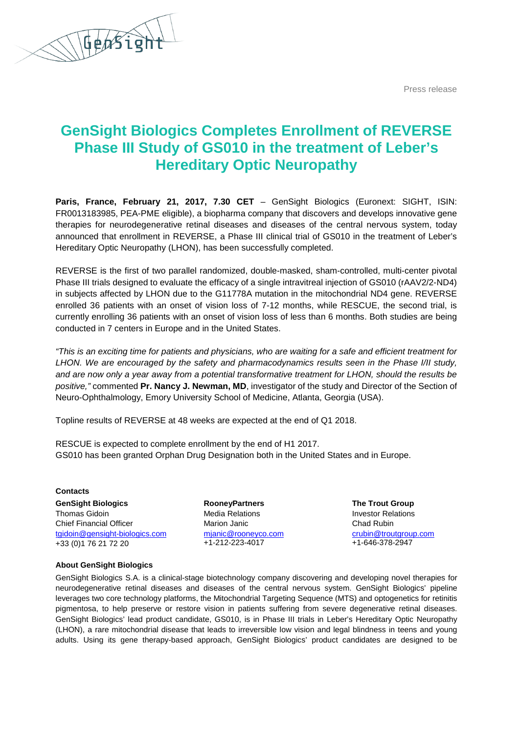Press release

# GenSight Biologics Completes Enrollment of REVERSE Phase III Study of GS010 in the treatment of Leber's Hereditary Optic Neuropathy

**Paris, France, February 21, 2017, 7.30 CET** – GenSight Biologics (Euronext: SIGHT, ISIN: FR0013183985, PEA-PME eligible), a biopharma company that discovers and develops innovative gene therapies for neurodegenerative retinal diseases and diseases of the central nervous system, today announced that enrollment in REVERSE, a Phase III clinical trial of GS010 in the treatment of Leber's Hereditary Optic Neuropathy (LHON), has been successfully completed.

REVERSE is the first of two parallel randomized, double-masked, sham-controlled, multi-center pivotal Phase III trials designed to evaluate the efficacy of a single intravitreal injection of GS010 (rAAV2/2-ND4) in subjects affected by LHON due to the G11778A mutation in the mitochondrial ND4 gene. REVERSE enrolled 36 patients with an onset of vision loss of 7-12 months, while RESCUE, the second trial, is currently enrolling 36 patients with an onset of vision loss of less than 6 months. Both studies are being conducted in 7 centers in Europe and in the United States.

*"This is an exciting time for patients and physicians, who are waiting for a safe and efficient treatment for LHON. We are encouraged by the safety and pharmacodynamics results seen in the Phase I/II study, and are now only a year away from a potential transformative treatment for LHON, should the results be positive,"* commented **Pr. Nancy J. Newman, MD**, investigator of the study and Director of the Section of Neuro-Ophthalmology, Emory University School of Medicine, Atlanta, Georgia (USA).

Topline results of REVERSE at 48 weeks are expected at the end of Q1 2018.

RESCUE is expected to complete enrollment by the end of H1 2017.
GS010 has been granted Orphan Drug Designation both in the United States and in Europe.

**Contacts**

**GenSight Biologics**
Thomas Gidoin
Chief Financial Officer
tgidoin@gensight-biologics.com
+33 (0)1 76 21 72 20

**RooneyPartners**
Media Relations
Marion Janic
mjanic@rooneyco.com
+1-212-223-4017

**The Trout Group**
Investor Relations
Chad Rubin
crubin@troutgroup.com
+1-646-378-2947

**About GenSight Biologics**

GenSight Biologics S.A. is a clinical-stage biotechnology company discovering and developing novel therapies for neurodegenerative retinal diseases and diseases of the central nervous system. GenSight Biologics' pipeline leverages two core technology platforms, the Mitochondrial Targeting Sequence (MTS) and optogenetics for retinitis pigmentosa, to help preserve or restore vision in patients suffering from severe degenerative retinal diseases. GenSight Biologics' lead product candidate, GS010, is in Phase III trials in Leber's Hereditary Optic Neuropathy (LHON), a rare mitochondrial disease that leads to irreversible low vision and legal blindness in teens and young adults. Using its gene therapy-based approach, GenSight Biologics' product candidates are designed to be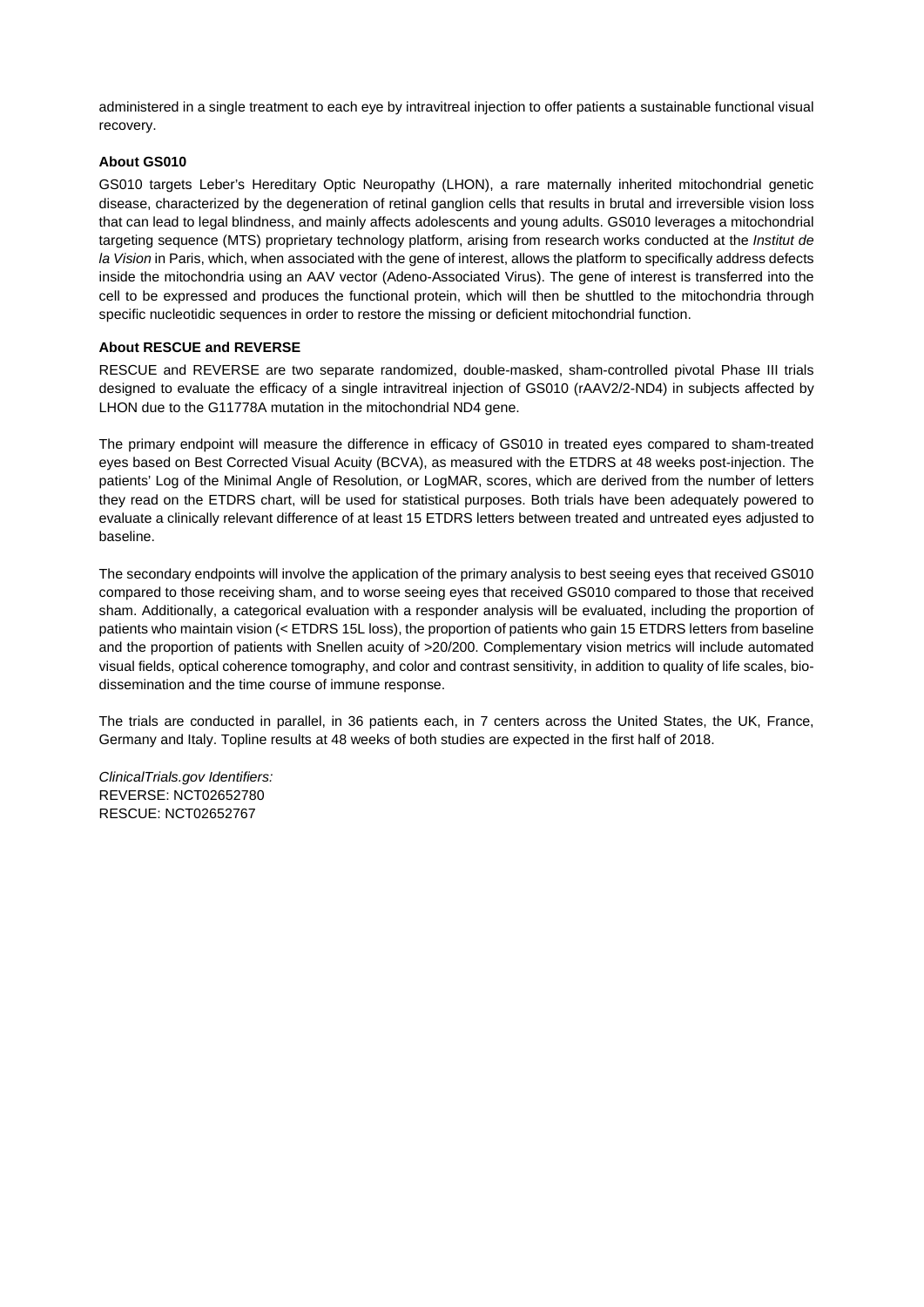administered in a single treatment to each eye by intravitreal injection to offer patients a sustainable functional visual recovery.

**About GS010**

GS010 targets Leber's Hereditary Optic Neuropathy (LHON), a rare maternally inherited mitochondrial genetic disease, characterized by the degeneration of retinal ganglion cells that results in brutal and irreversible vision loss that can lead to legal blindness, and mainly affects adolescents and young adults. GS010 leverages a mitochondrial targeting sequence (MTS) proprietary technology platform, arising from research works conducted at the *Institut de la Vision* in Paris, which, when associated with the gene of interest, allows the platform to specifically address defects inside the mitochondria using an AAV vector (Adeno-Associated Virus). The gene of interest is transferred into the cell to be expressed and produces the functional protein, which will then be shuttled to the mitochondria through specific nucleotidic sequences in order to restore the missing or deficient mitochondrial function.

**About RESCUE and REVERSE**

RESCUE and REVERSE are two separate randomized, double-masked, sham-controlled pivotal Phase III trials designed to evaluate the efficacy of a single intravitreal injection of GS010 (rAAV2/2-ND4) in subjects affected by LHON due to the G11778A mutation in the mitochondrial ND4 gene.

The primary endpoint will measure the difference in efficacy of GS010 in treated eyes compared to sham-treated eyes based on Best Corrected Visual Acuity (BCVA), as measured with the ETDRS at 48 weeks post-injection. The patients' Log of the Minimal Angle of Resolution, or LogMAR, scores, which are derived from the number of letters they read on the ETDRS chart, will be used for statistical purposes. Both trials have been adequately powered to evaluate a clinically relevant difference of at least 15 ETDRS letters between treated and untreated eyes adjusted to baseline.

The secondary endpoints will involve the application of the primary analysis to best seeing eyes that received GS010 compared to those receiving sham, and to worse seeing eyes that received GS010 compared to those that received sham. Additionally, a categorical evaluation with a responder analysis will be evaluated, including the proportion of patients who maintain vision (< ETDRS 15L loss), the proportion of patients who gain 15 ETDRS letters from baseline and the proportion of patients with Snellen acuity of >20/200. Complementary vision metrics will include automated visual fields, optical coherence tomography, and color and contrast sensitivity, in addition to quality of life scales, bio-dissemination and the time course of immune response.

The trials are conducted in parallel, in 36 patients each, in 7 centers across the United States, the UK, France, Germany and Italy. Topline results at 48 weeks of both studies are expected in the first half of 2018.

*ClinicalTrials.gov Identifiers:*
REVERSE: NCT02652780
RESCUE: NCT02652767